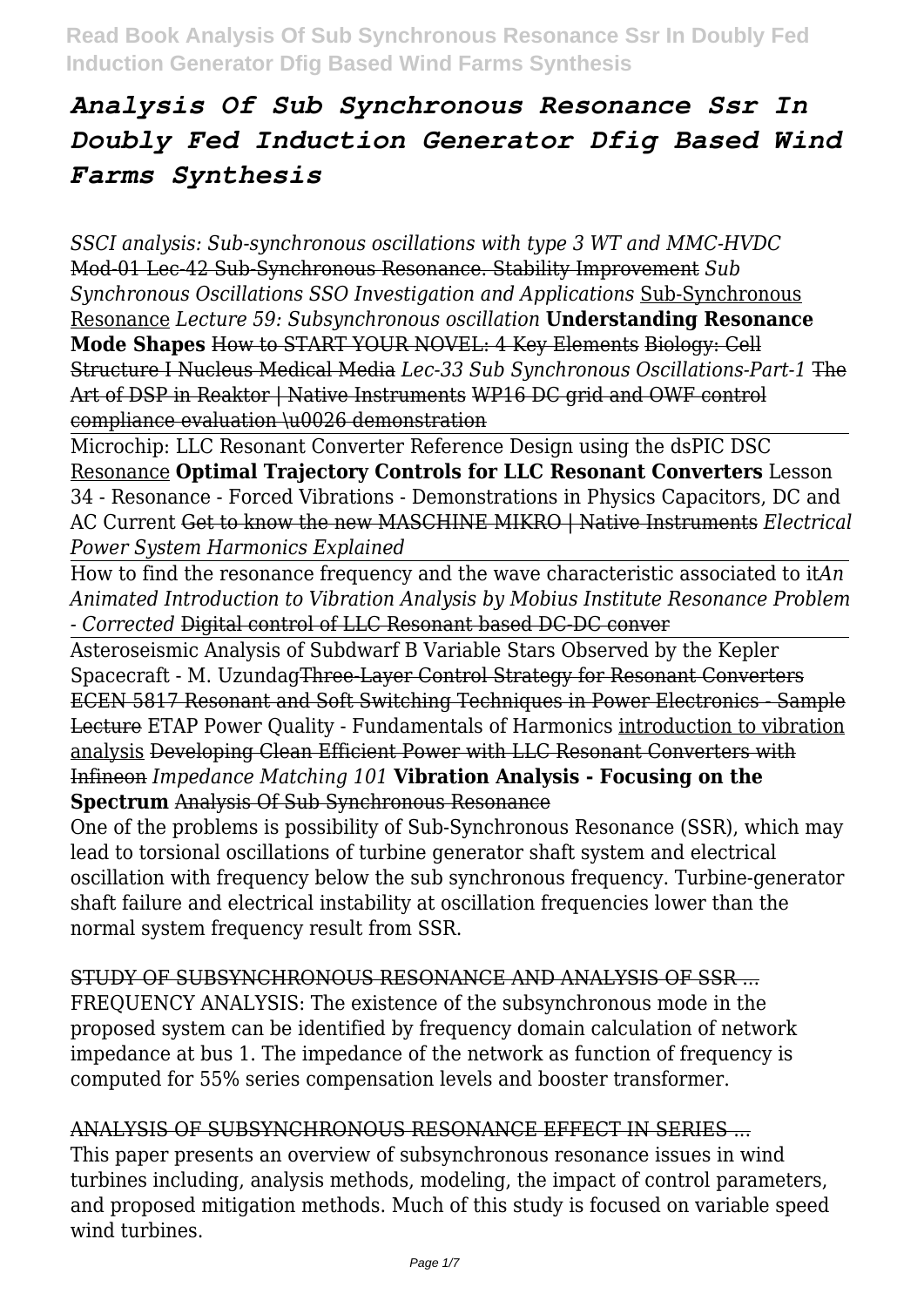# *Analysis Of Sub Synchronous Resonance Ssr In Doubly Fed Induction Generator Dfig Based Wind Farms Synthesis*

*SSCI analysis: Sub-synchronous oscillations with type 3 WT and MMC-HVDC* Mod-01 Lec-42 Sub-Synchronous Resonance. Stability Improvement *Sub Synchronous Oscillations SSO Investigation and Applications* Sub-Synchronous Resonance *Lecture 59: Subsynchronous oscillation* **Understanding Resonance Mode Shapes** ~~How to START YOUR NOVEL: 4 Key Elements~~ ~~Biology: Cell Structure I Nucleus Medical Media~~ *Lec-33 Sub Synchronous Oscillations-Part-1* ~~The Art of DSP in Reaktor | Native Instruments~~ ~~WP16 DC grid and OWF control compliance evaluation \u0026 demonstration~~

Microchip: LLC Resonant Converter Reference Design using the dsPIC DSC Resonance **Optimal Trajectory Controls for LLC Resonant Converters** Lesson 34 - Resonance - Forced Vibrations - Demonstrations in Physics Capacitors, DC and AC Current ~~Get to know the new MASCHINE MIKRO | Native Instruments~~ *Electrical Power System Harmonics Explained*

How to find the resonance frequency and the wave characteristic associated to it*An Animated Introduction to Vibration Analysis by Mobius Institute Resonance Problem - Corrected* ~~Digital control of LLC Resonant based DC-DC conver~~

Asteroseismic Analysis of Subdwarf B Variable Stars Observed by the Kepler Spacecraft - M. Uzundag~~Three-Layer Control Strategy for Resonant Converters~~ ~~ECEN 5817 Resonant and Soft Switching Techniques in Power Electronics - Sample Lecture~~ ETAP Power Quality - Fundamentals of Harmonics introduction to vibration analysis ~~Developing Clean Efficient Power with LLC Resonant Converters with Infineon~~ *Impedance Matching 101* **Vibration Analysis - Focusing on the Spectrum** ~~Analysis Of Sub Synchronous Resonance~~

One of the problems is possibility of Sub-Synchronous Resonance (SSR), which may lead to torsional oscillations of turbine generator shaft system and electrical oscillation with frequency below the sub synchronous frequency. Turbine-generator shaft failure and electrical instability at oscillation frequencies lower than the normal system frequency result from SSR.

~~STUDY OF SUBSYNCHRONOUS RESONANCE AND ANALYSIS OF SSR ...~~

FREQUENCY ANALYSIS: The existence of the subsynchronous mode in the proposed system can be identified by frequency domain calculation of network impedance at bus 1. The impedance of the network as function of frequency is computed for 55% series compensation levels and booster transformer.

~~ANALYSIS OF SUBSYNCHRONOUS RESONANCE EFFECT IN SERIES ...~~

This paper presents an overview of subsynchronous resonance issues in wind turbines including, analysis methods, modeling, the impact of control parameters, and proposed mitigation methods. Much of this study is focused on variable speed wind turbines.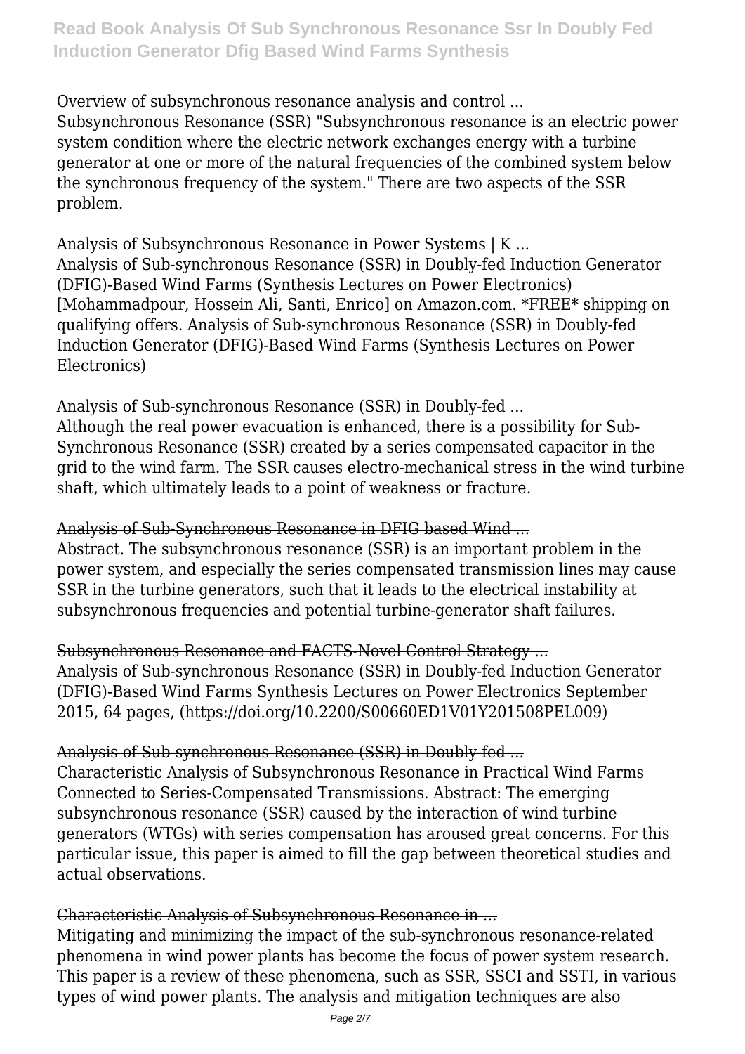Overview of subsynchronous resonance analysis and control ...

Subsynchronous Resonance (SSR) "Subsynchronous resonance is an electric power system condition where the electric network exchanges energy with a turbine generator at one or more of the natural frequencies of the combined system below the synchronous frequency of the system." There are two aspects of the SSR problem.

Analysis of Subsynchronous Resonance in Power Systems | K ...

Analysis of Sub-synchronous Resonance (SSR) in Doubly-fed Induction Generator (DFIG)-Based Wind Farms (Synthesis Lectures on Power Electronics) [Mohammadpour, Hossein Ali, Santi, Enrico] on Amazon.com. *FREE* shipping on qualifying offers. Analysis of Sub-synchronous Resonance (SSR) in Doubly-fed Induction Generator (DFIG)-Based Wind Farms (Synthesis Lectures on Power Electronics)

Analysis of Sub-synchronous Resonance (SSR) in Doubly-fed ...

Although the real power evacuation is enhanced, there is a possibility for Sub-Synchronous Resonance (SSR) created by a series compensated capacitor in the grid to the wind farm. The SSR causes electro-mechanical stress in the wind turbine shaft, which ultimately leads to a point of weakness or fracture.

Analysis of Sub-Synchronous Resonance in DFIG based Wind ...

Abstract. The subsynchronous resonance (SSR) is an important problem in the power system, and especially the series compensated transmission lines may cause SSR in the turbine generators, such that it leads to the electrical instability at subsynchronous frequencies and potential turbine-generator shaft failures.

Subsynchronous Resonance and FACTS-Novel Control Strategy ...

Analysis of Sub-synchronous Resonance (SSR) in Doubly-fed Induction Generator (DFIG)-Based Wind Farms Synthesis Lectures on Power Electronics September 2015, 64 pages, (https://doi.org/10.2200/S00660ED1V01Y201508PEL009)

Analysis of Sub-synchronous Resonance (SSR) in Doubly-fed ...

Characteristic Analysis of Subsynchronous Resonance in Practical Wind Farms Connected to Series-Compensated Transmissions. Abstract: The emerging subsynchronous resonance (SSR) caused by the interaction of wind turbine generators (WTGs) with series compensation has aroused great concerns. For this particular issue, this paper is aimed to fill the gap between theoretical studies and actual observations.

Characteristic Analysis of Subsynchronous Resonance in ...

Mitigating and minimizing the impact of the sub-synchronous resonance-related phenomena in wind power plants has become the focus of power system research. This paper is a review of these phenomena, such as SSR, SSCI and SSTI, in various types of wind power plants. The analysis and mitigation techniques are also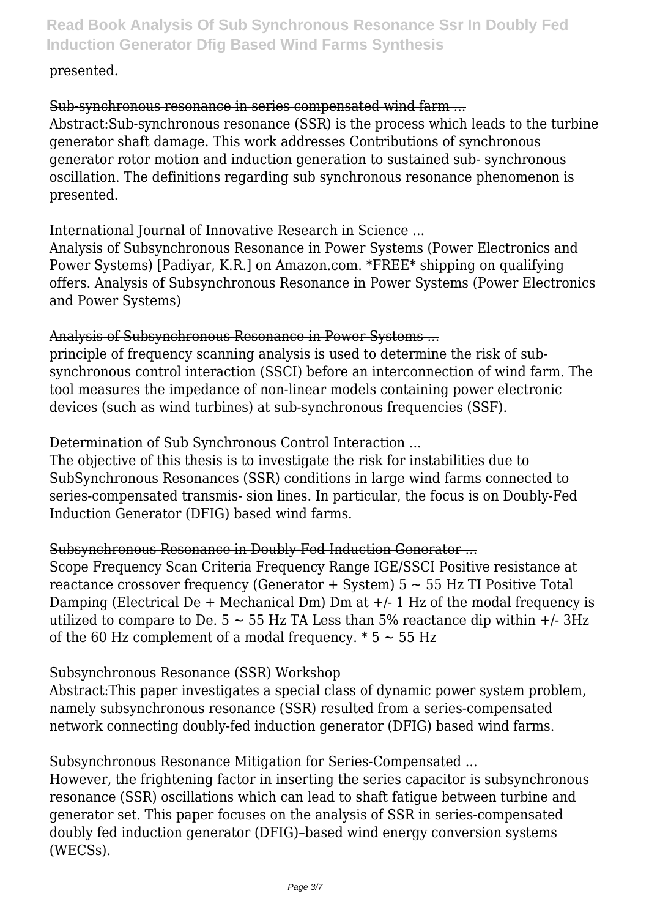presented.

Sub-synchronous resonance in series compensated wind farm ...

Abstract:Sub-synchronous resonance (SSR) is the process which leads to the turbine generator shaft damage. This work addresses Contributions of synchronous generator rotor motion and induction generation to sustained sub- synchronous oscillation. The definitions regarding sub synchronous resonance phenomenon is presented.

International Journal of Innovative Research in Science ...

Analysis of Subsynchronous Resonance in Power Systems (Power Electronics and Power Systems) [Padiyar, K.R.] on Amazon.com. *FREE* shipping on qualifying offers. Analysis of Subsynchronous Resonance in Power Systems (Power Electronics and Power Systems)

Analysis of Subsynchronous Resonance in Power Systems ...

principle of frequency scanning analysis is used to determine the risk of sub-synchronous control interaction (SSCI) before an interconnection of wind farm. The tool measures the impedance of non-linear models containing power electronic devices (such as wind turbines) at sub-synchronous frequencies (SSF).

Determination of Sub Synchronous Control Interaction ...

The objective of this thesis is to investigate the risk for instabilities due to SubSynchronous Resonances (SSR) conditions in large wind farms connected to series-compensated transmis- sion lines. In particular, the focus is on Doubly-Fed Induction Generator (DFIG) based wind farms.

Subsynchronous Resonance in Doubly-Fed Induction Generator ...

Scope Frequency Scan Criteria Frequency Range IGE/SSCI Positive resistance at reactance crossover frequency (Generator + System) 5 ~ 55 Hz TI Positive Total Damping (Electrical De + Mechanical Dm) Dm at +/- 1 Hz of the modal frequency is utilized to compare to De. 5 ~ 55 Hz TA Less than 5% reactance dip within +/- 3Hz of the 60 Hz complement of a modal frequency. * 5 ~ 55 Hz

Subsynchronous Resonance (SSR) Workshop

Abstract:This paper investigates a special class of dynamic power system problem, namely subsynchronous resonance (SSR) resulted from a series-compensated network connecting doubly-fed induction generator (DFIG) based wind farms.

Subsynchronous Resonance Mitigation for Series-Compensated ...

However, the frightening factor in inserting the series capacitor is subsynchronous resonance (SSR) oscillations which can lead to shaft fatigue between turbine and generator set. This paper focuses on the analysis of SSR in series-compensated doubly fed induction generator (DFIG)–based wind energy conversion systems (WECSs).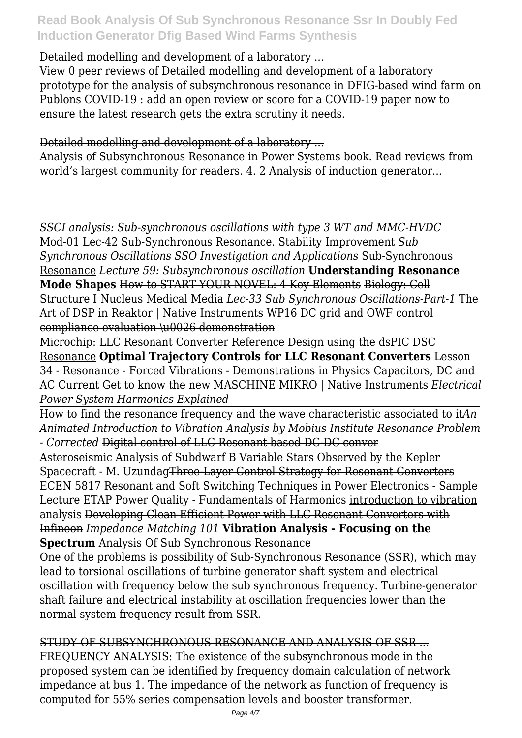Detailed modelling and development of a laboratory ...

View 0 peer reviews of Detailed modelling and development of a laboratory prototype for the analysis of subsynchronous resonance in DFIG-based wind farm on Publons COVID-19 : add an open review or score for a COVID-19 paper now to ensure the latest research gets the extra scrutiny it needs.

Detailed modelling and development of a laboratory ...

Analysis of Subsynchronous Resonance in Power Systems book. Read reviews from world's largest community for readers. 4. 2 Analysis of induction generator...

*SSCI analysis: Sub-synchronous oscillations with type 3 WT and MMC-HVDC* Mod-01 Lec-42 Sub-Synchronous Resonance. Stability Improvement *Sub Synchronous Oscillations SSO Investigation and Applications* Sub-Synchronous Resonance *Lecture 59: Subsynchronous oscillation* **Understanding Resonance Mode Shapes** How to START YOUR NOVEL: 4 Key Elements Biology: Cell Structure I Nucleus Medical Media *Lec-33 Sub Synchronous Oscillations-Part-1* The Art of DSP in Reaktor | Native Instruments WP16 DC grid and OWF control compliance evaluation \u0026 demonstration

Microchip: LLC Resonant Converter Reference Design using the dsPIC DSC Resonance **Optimal Trajectory Controls for LLC Resonant Converters** Lesson 34 - Resonance - Forced Vibrations - Demonstrations in Physics Capacitors, DC and AC Current Get to know the new MASCHINE MIKRO | Native Instruments *Electrical Power System Harmonics Explained*

How to find the resonance frequency and the wave characteristic associated to it*An Animated Introduction to Vibration Analysis by Mobius Institute Resonance Problem - Corrected* Digital control of LLC Resonant based DC-DC conver

Asteroseismic Analysis of Subdwarf B Variable Stars Observed by the Kepler Spacecraft - M. UzundagThree-Layer Control Strategy for Resonant Converters ECEN 5817 Resonant and Soft Switching Techniques in Power Electronics - Sample Lecture ETAP Power Quality - Fundamentals of Harmonics introduction to vibration analysis Developing Clean Efficient Power with LLC Resonant Converters with Infineon *Impedance Matching 101* **Vibration Analysis - Focusing on the Spectrum** Analysis Of Sub Synchronous Resonance

One of the problems is possibility of Sub-Synchronous Resonance (SSR), which may lead to torsional oscillations of turbine generator shaft system and electrical oscillation with frequency below the sub synchronous frequency. Turbine-generator shaft failure and electrical instability at oscillation frequencies lower than the normal system frequency result from SSR.

STUDY OF SUBSYNCHRONOUS RESONANCE AND ANALYSIS OF SSR ...

FREQUENCY ANALYSIS: The existence of the subsynchronous mode in the proposed system can be identified by frequency domain calculation of network impedance at bus 1. The impedance of the network as function of frequency is computed for 55% series compensation levels and booster transformer.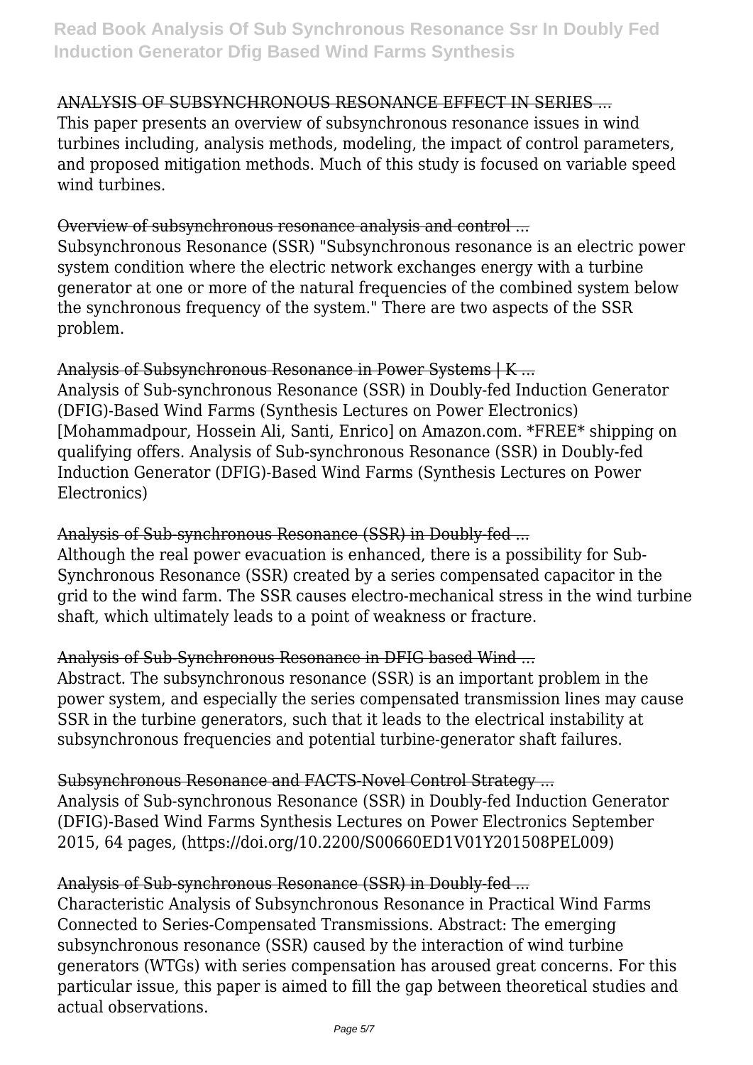ANALYSIS OF SUBSYNCHRONOUS RESONANCE EFFECT IN SERIES ...

This paper presents an overview of subsynchronous resonance issues in wind turbines including, analysis methods, modeling, the impact of control parameters, and proposed mitigation methods. Much of this study is focused on variable speed wind turbines.

Overview of subsynchronous resonance analysis and control ...

Subsynchronous Resonance (SSR) "Subsynchronous resonance is an electric power system condition where the electric network exchanges energy with a turbine generator at one or more of the natural frequencies of the combined system below the synchronous frequency of the system." There are two aspects of the SSR problem.

Analysis of Subsynchronous Resonance in Power Systems | K ...

Analysis of Sub-synchronous Resonance (SSR) in Doubly-fed Induction Generator (DFIG)-Based Wind Farms (Synthesis Lectures on Power Electronics) [Mohammadpour, Hossein Ali, Santi, Enrico] on Amazon.com. *FREE* shipping on qualifying offers. Analysis of Sub-synchronous Resonance (SSR) in Doubly-fed Induction Generator (DFIG)-Based Wind Farms (Synthesis Lectures on Power Electronics)

Analysis of Sub-synchronous Resonance (SSR) in Doubly-fed ...

Although the real power evacuation is enhanced, there is a possibility for Sub-Synchronous Resonance (SSR) created by a series compensated capacitor in the grid to the wind farm. The SSR causes electro-mechanical stress in the wind turbine shaft, which ultimately leads to a point of weakness or fracture.

Analysis of Sub-Synchronous Resonance in DFIG based Wind ...

Abstract. The subsynchronous resonance (SSR) is an important problem in the power system, and especially the series compensated transmission lines may cause SSR in the turbine generators, such that it leads to the electrical instability at subsynchronous frequencies and potential turbine-generator shaft failures.

Subsynchronous Resonance and FACTS-Novel Control Strategy ...

Analysis of Sub-synchronous Resonance (SSR) in Doubly-fed Induction Generator (DFIG)-Based Wind Farms Synthesis Lectures on Power Electronics September 2015, 64 pages, (https://doi.org/10.2200/S00660ED1V01Y201508PEL009)

Analysis of Sub-synchronous Resonance (SSR) in Doubly-fed ...

Characteristic Analysis of Subsynchronous Resonance in Practical Wind Farms Connected to Series-Compensated Transmissions. Abstract: The emerging subsynchronous resonance (SSR) caused by the interaction of wind turbine generators (WTGs) with series compensation has aroused great concerns. For this particular issue, this paper is aimed to fill the gap between theoretical studies and actual observations.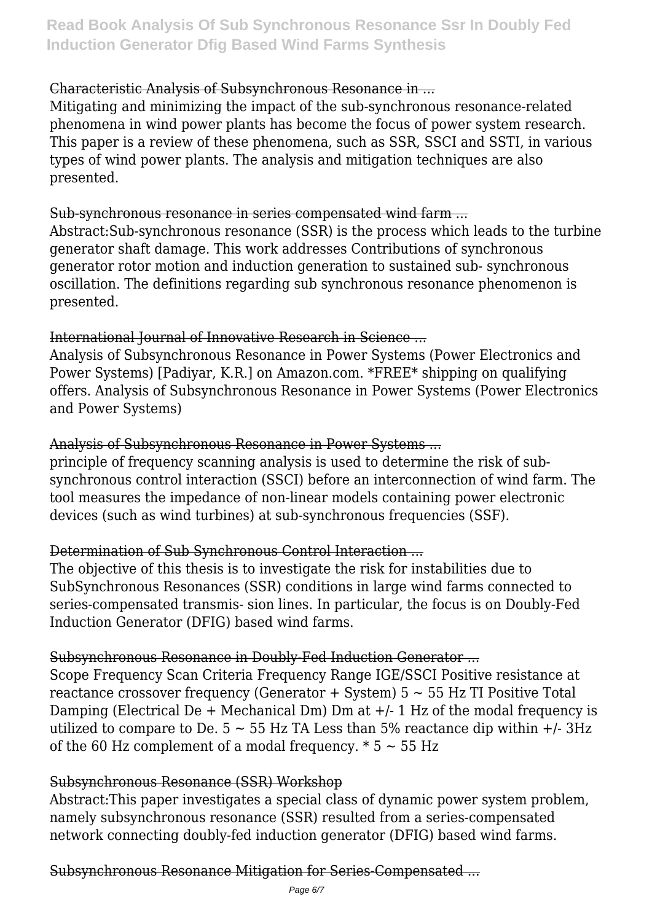Characteristic Analysis of Subsynchronous Resonance in ...

Mitigating and minimizing the impact of the sub-synchronous resonance-related phenomena in wind power plants has become the focus of power system research. This paper is a review of these phenomena, such as SSR, SSCI and SSTI, in various types of wind power plants. The analysis and mitigation techniques are also presented.

Sub-synchronous resonance in series compensated wind farm ...

Abstract:Sub-synchronous resonance (SSR) is the process which leads to the turbine generator shaft damage. This work addresses Contributions of synchronous generator rotor motion and induction generation to sustained sub- synchronous oscillation. The definitions regarding sub synchronous resonance phenomenon is presented.

International Journal of Innovative Research in Science ...

Analysis of Subsynchronous Resonance in Power Systems (Power Electronics and Power Systems) [Padiyar, K.R.] on Amazon.com. *FREE* shipping on qualifying offers. Analysis of Subsynchronous Resonance in Power Systems (Power Electronics and Power Systems)

Analysis of Subsynchronous Resonance in Power Systems ...

principle of frequency scanning analysis is used to determine the risk of sub-synchronous control interaction (SSCI) before an interconnection of wind farm. The tool measures the impedance of non-linear models containing power electronic devices (such as wind turbines) at sub-synchronous frequencies (SSF).

Determination of Sub Synchronous Control Interaction ...

The objective of this thesis is to investigate the risk for instabilities due to SubSynchronous Resonances (SSR) conditions in large wind farms connected to series-compensated transmis- sion lines. In particular, the focus is on Doubly-Fed Induction Generator (DFIG) based wind farms.

Subsynchronous Resonance in Doubly-Fed Induction Generator ...

Scope Frequency Scan Criteria Frequency Range IGE/SSCI Positive resistance at reactance crossover frequency (Generator + System) 5 ~ 55 Hz TI Positive Total Damping (Electrical De + Mechanical Dm) Dm at +/- 1 Hz of the modal frequency is utilized to compare to De. 5 ~ 55 Hz TA Less than 5% reactance dip within +/- 3Hz of the 60 Hz complement of a modal frequency. * 5 ~ 55 Hz

Subsynchronous Resonance (SSR) Workshop

Abstract:This paper investigates a special class of dynamic power system problem, namely subsynchronous resonance (SSR) resulted from a series-compensated network connecting doubly-fed induction generator (DFIG) based wind farms.

Subsynchronous Resonance Mitigation for Series-Compensated ...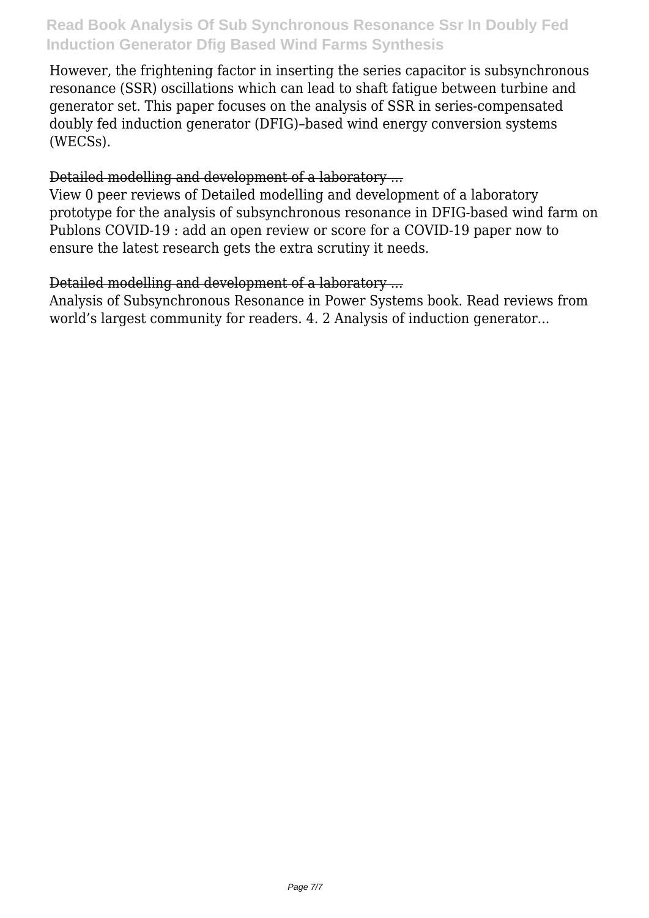However, the frightening factor in inserting the series capacitor is subsynchronous resonance (SSR) oscillations which can lead to shaft fatigue between turbine and generator set. This paper focuses on the analysis of SSR in series-compensated doubly fed induction generator (DFIG)–based wind energy conversion systems (WECSs).

Detailed modelling and development of a laboratory ...

View 0 peer reviews of Detailed modelling and development of a laboratory prototype for the analysis of subsynchronous resonance in DFIG-based wind farm on Publons COVID-19 : add an open review or score for a COVID-19 paper now to ensure the latest research gets the extra scrutiny it needs.

Detailed modelling and development of a laboratory ...

Analysis of Subsynchronous Resonance in Power Systems book. Read reviews from world's largest community for readers. 4. 2 Analysis of induction generator...